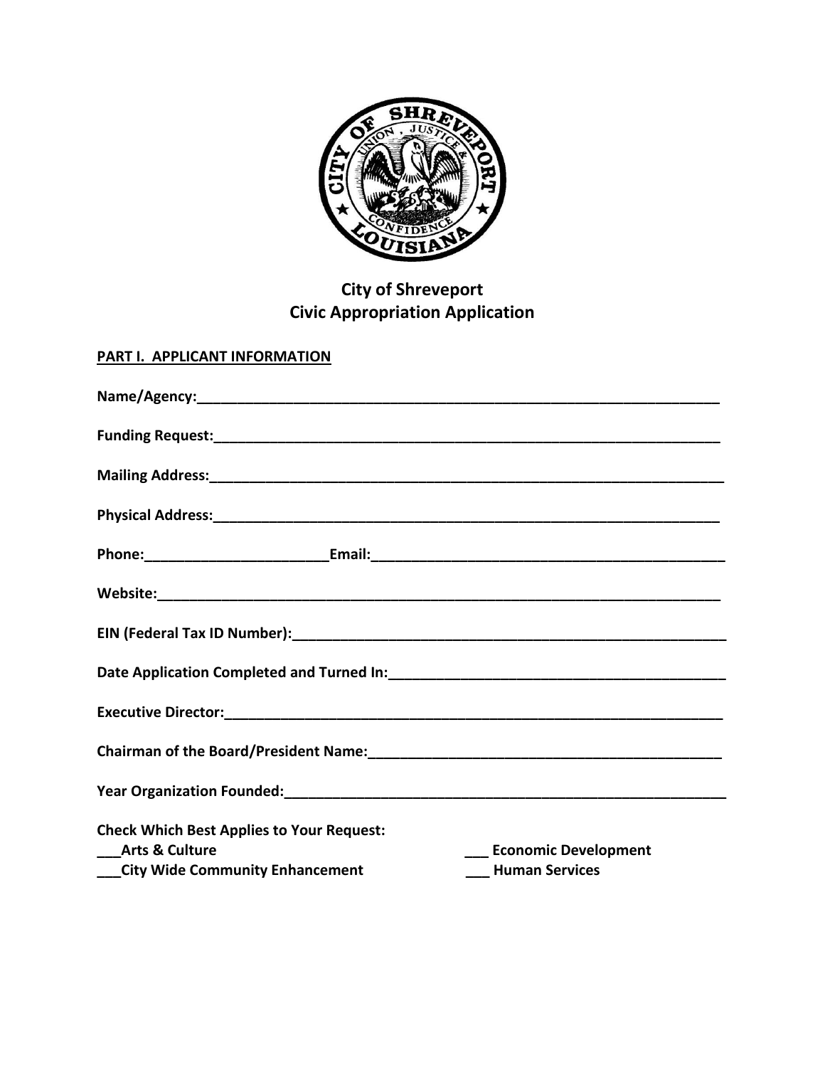# City of Shreveport
# Civic Appropriation Application

**PART I. APPLICANT INFORMATION**

**Name/Agency:**_______________________________________________________________

**Funding Request:**_____________________________________________________________

**Mailing Address:**_____________________________________________________________

**Physical Address:**____________________________________________________________

**Phone:**_______________________**Email:**____________________________________________

**Website:**____________________________________________________________________

**EIN (Federal Tax ID Number):**__________________________________________________

**Date Application Completed and Turned In:**_______________________________________

**Executive Director:**___________________________________________________________

**Chairman of the Board/President Name:**__________________________________________

**Year Organization Founded:**____________________________________________________

**Check Which Best Applies to Your Request:**

**___Arts & Culture** **___ Economic Development**

**___City Wide Community Enhancement** **___ Human Services**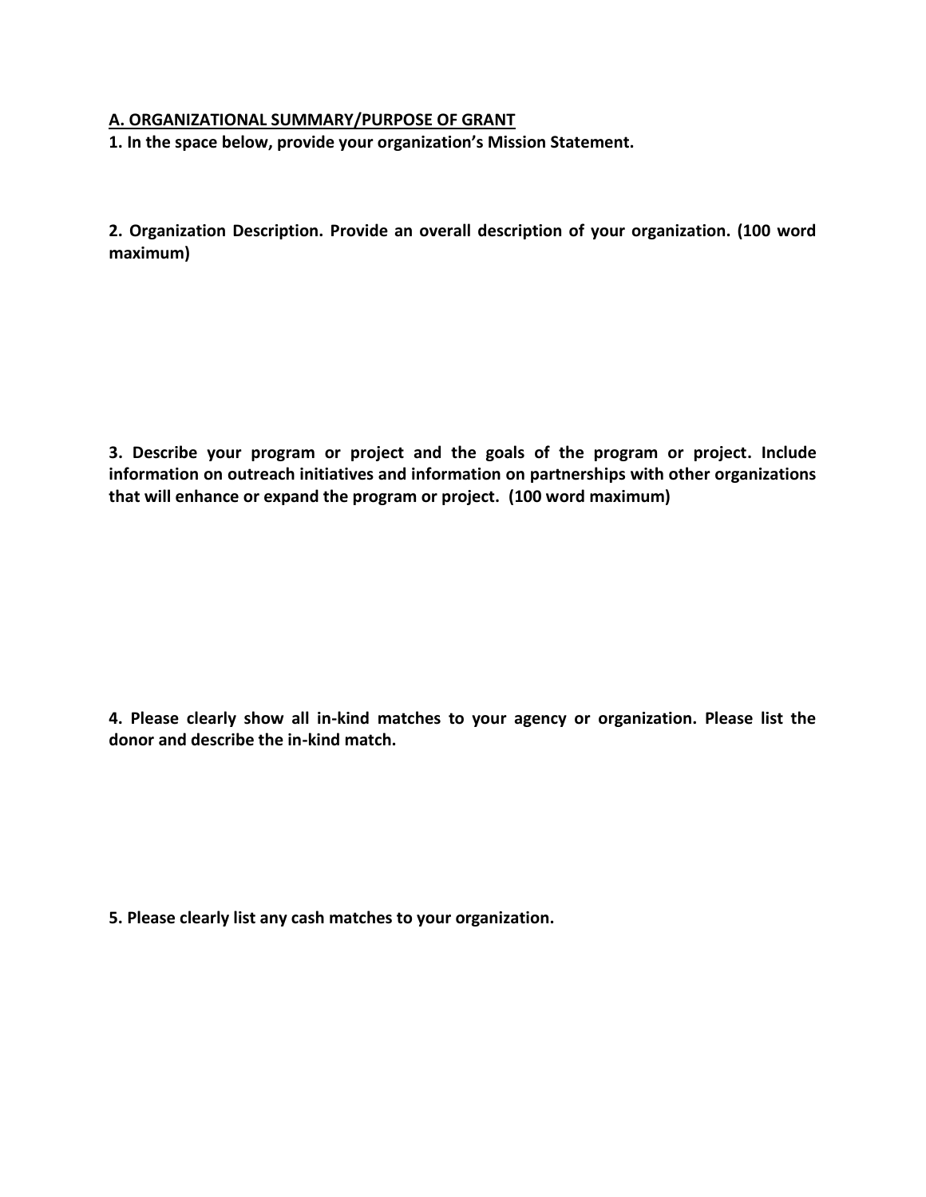## A. ORGANIZATIONAL SUMMARY/PURPOSE OF GRANT

**1. In the space below, provide your organization's Mission Statement.**

**2. Organization Description. Provide an overall description of your organization. (100 word maximum)**

**3. Describe your program or project and the goals of the program or project. Include information on outreach initiatives and information on partnerships with other organizations that will enhance or expand the program or project. (100 word maximum)**

**4. Please clearly show all in-kind matches to your agency or organization. Please list the donor and describe the in-kind match.**

**5. Please clearly list any cash matches to your organization.**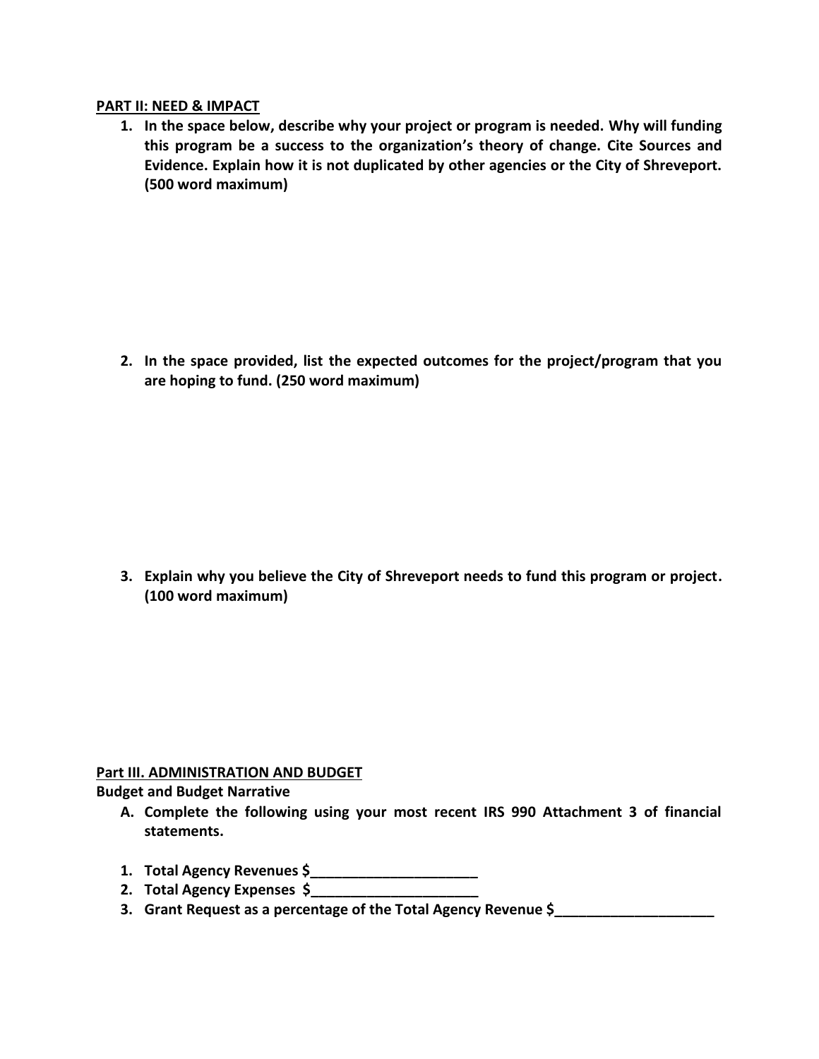**PART II: NEED & IMPACT**

1. **In the space below, describe why your project or program is needed. Why will funding this program be a success to the organization's theory of change. Cite Sources and Evidence. Explain how it is not duplicated by other agencies or the City of Shreveport. (500 word maximum)**

2. **In the space provided, list the expected outcomes for the project/program that you are hoping to fund. (250 word maximum)**

3. **Explain why you believe the City of Shreveport needs to fund this program or project. (100 word maximum)**

**Part III. ADMINISTRATION AND BUDGET**

**Budget and Budget Narrative**

A. **Complete the following using your most recent IRS 990 Attachment 3 of financial statements.**

1. **Total Agency Revenues $_____________________**
2. **Total Agency Expenses $_____________________**
3. **Grant Request as a percentage of the Total Agency Revenue $____________________**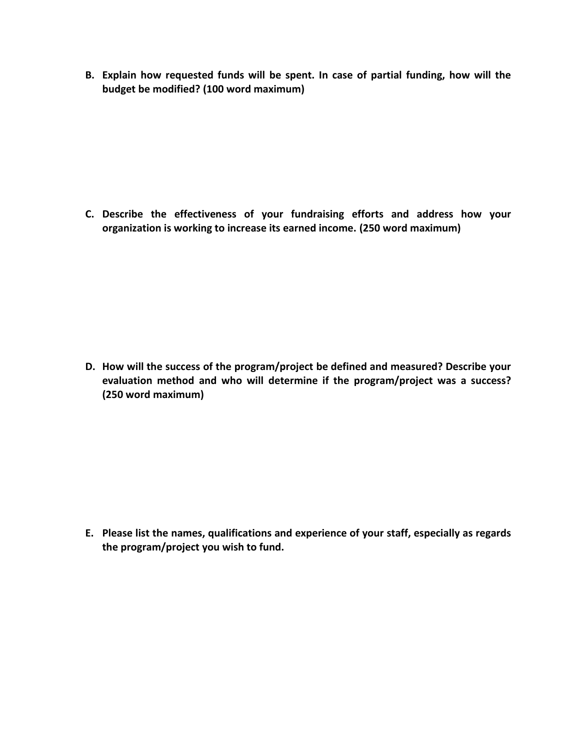**B. Explain how requested funds will be spent. In case of partial funding, how will the budget be modified? (100 word maximum)**

**C. Describe the effectiveness of your fundraising efforts and address how your organization is working to increase its earned income. (250 word maximum)**

**D. How will the success of the program/project be defined and measured? Describe your evaluation method and who will determine if the program/project was a success? (250 word maximum)**

**E. Please list the names, qualifications and experience of your staff, especially as regards the program/project you wish to fund.**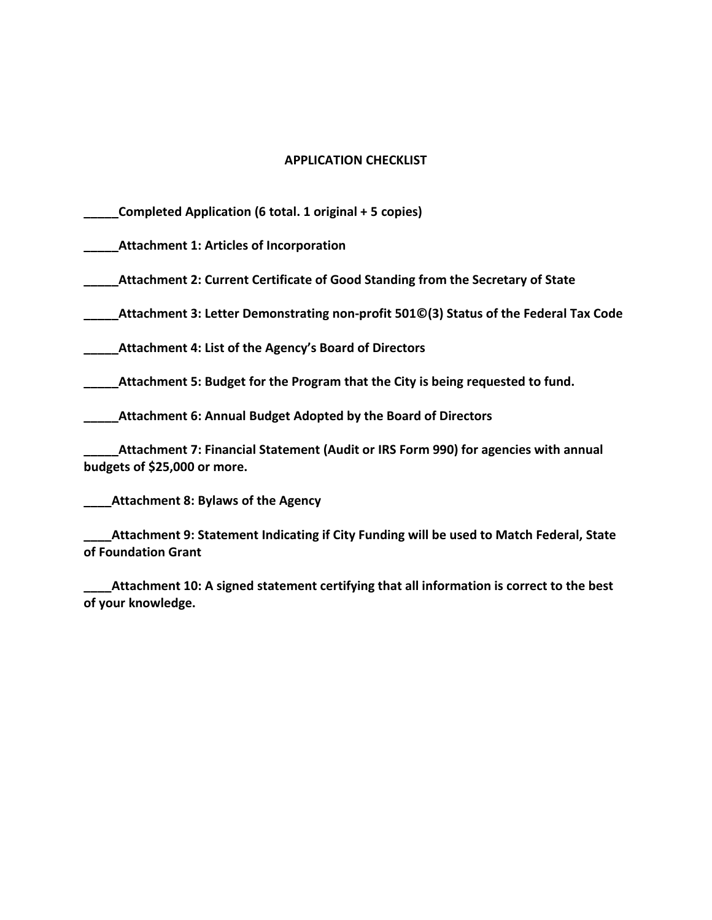**APPLICATION CHECKLIST**

**_____Completed Application (6 total. 1 original + 5 copies)**

**_____Attachment 1: Articles of Incorporation**

**_____Attachment 2: Current Certificate of Good Standing from the Secretary of State**

**_____Attachment 3: Letter Demonstrating non-profit 501©(3) Status of the Federal Tax Code**

**_____Attachment 4: List of the Agency's Board of Directors**

**_____Attachment 5: Budget for the Program that the City is being requested to fund.**

**_____Attachment 6: Annual Budget Adopted by the Board of Directors**

**_____Attachment 7: Financial Statement (Audit or IRS Form 990) for agencies with annual budgets of $25,000 or more.**

**____Attachment 8: Bylaws of the Agency**

**____Attachment 9: Statement Indicating if City Funding will be used to Match Federal, State of Foundation Grant**

**____Attachment 10: A signed statement certifying that all information is correct to the best of your knowledge.**